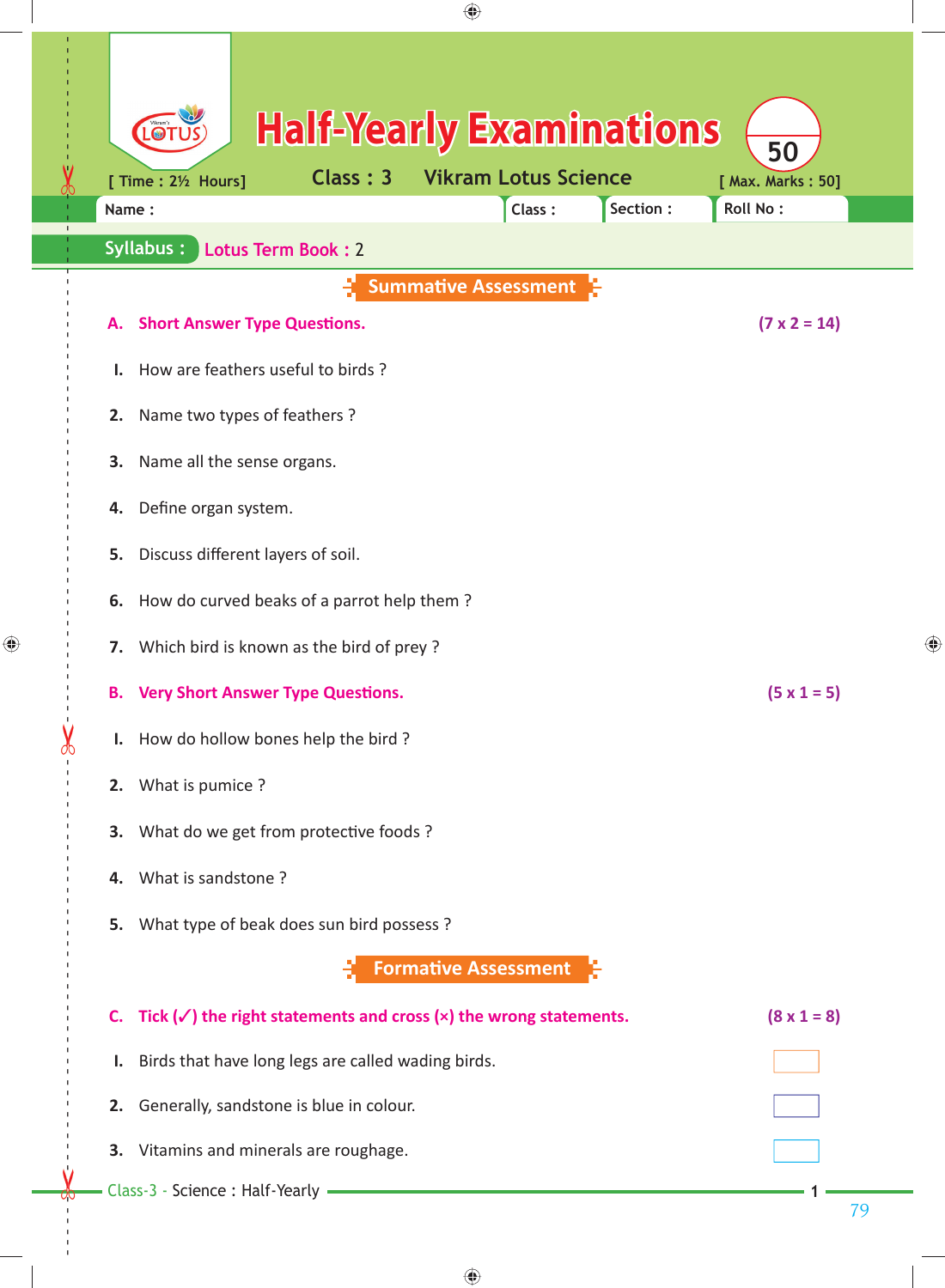# Half-Yearly Examinations

[ Time : 2½ Hours] Class : 3 Vikram Lotus Science [ Max. Marks : 50]

50

Name : Class : Section : Roll No :

**Syllabus :** Lotus Term Book : 2

## Summative Assessment

**A. Short Answer Type Questions.** **(7 x 2 = 14)**

1. How are feathers useful to birds ?
2. Name two types of feathers ?
3. Name all the sense organs.
4. Define organ system.
5. Discuss different layers of soil.
6. How do curved beaks of a parrot help them ?
7. Which bird is known as the bird of prey ?

**B. Very Short Answer Type Questions.** **(5 x 1 = 5)**

1. How do hollow bones help the bird ?
2. What is pumice ?
3. What do we get from protective foods ?
4. What is sandstone ?
5. What type of beak does sun bird possess ?

## Formative Assessment

**C. Tick (✓) the right statements and cross (×) the wrong statements.** **(8 x 1 = 8)**

1. Birds that have long legs are called wading birds. ☐
2. Generally, sandstone is blue in colour. ☐
3. Vitamins and minerals are roughage. ☐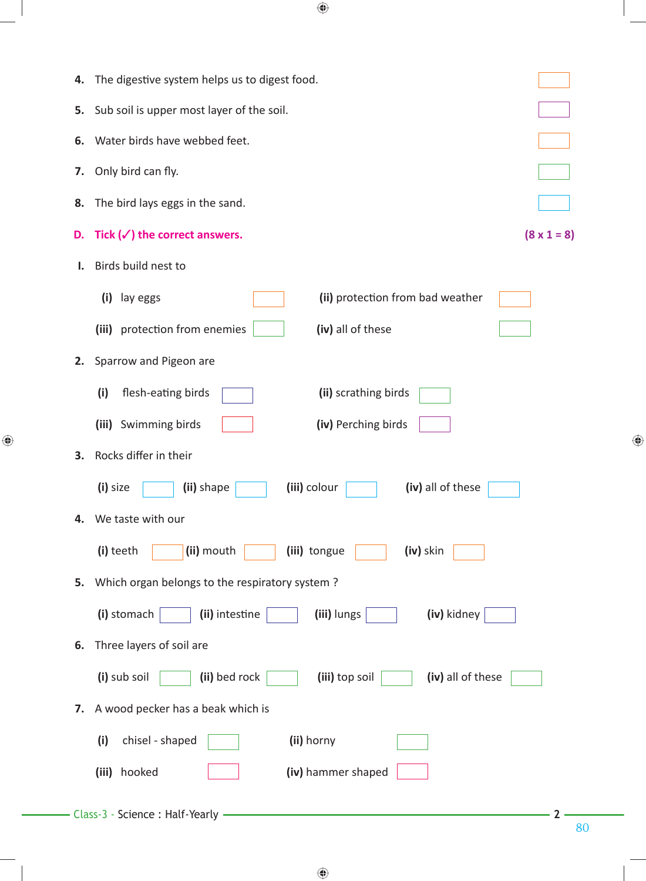4. The digestive system helps us to digest food. ☐

5. Sub soil is upper most layer of the soil. ☐

6. Water birds have webbed feet. ☐

7. Only bird can fly. ☐

8. The bird lays eggs in the sand. ☐

**D. Tick (✓) the correct answers.** **(8 x 1 = 8)**

I. Birds build nest to

(i) lay eggs ☐ (ii) protection from bad weather ☐

(iii) protection from enemies ☐ (iv) all of these ☐

2. Sparrow and Pigeon are

(i) flesh-eating birds ☐ (ii) scrathing birds ☐

(iii) Swimming birds ☐ (iv) Perching birds ☐

3. Rocks differ in their

(i) size ☐ (ii) shape ☐ (iii) colour ☐ (iv) all of these ☐

4. We taste with our

(i) teeth ☐ (ii) mouth ☐ (iii) tongue ☐ (iv) skin ☐

5. Which organ belongs to the respiratory system ?

(i) stomach ☐ (ii) intestine ☐ (iii) lungs ☐ (iv) kidney ☐

6. Three layers of soil are

(i) sub soil ☐ (ii) bed rock ☐ (iii) top soil ☐ (iv) all of these ☐

7. A wood pecker has a beak which is

(i) chisel - shaped ☐ (ii) horny ☐

(iii) hooked ☐ (iv) hammer shaped ☐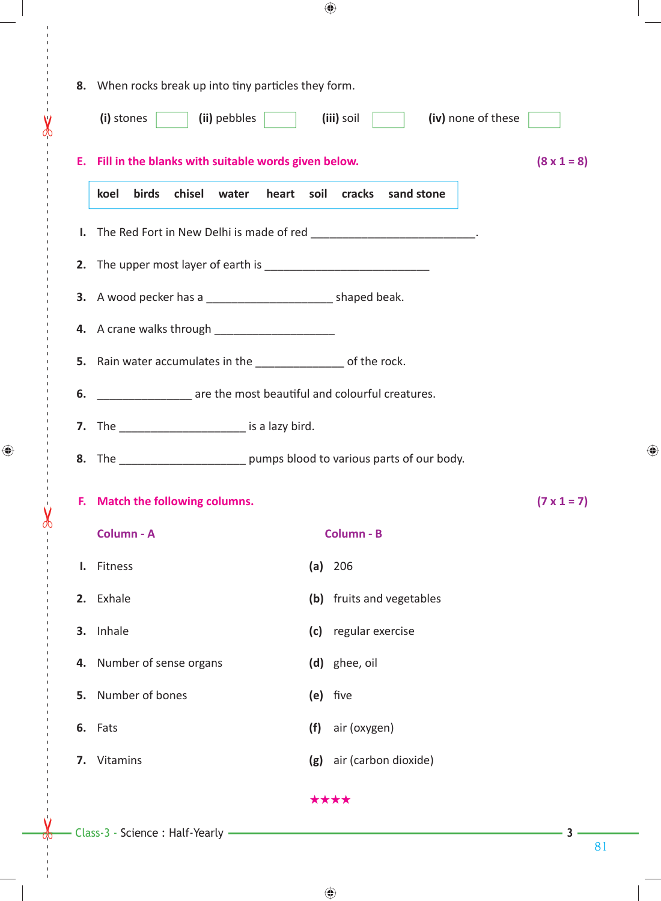**8.** When rocks break up into tiny particles they form.

**(i)** stones ☐ **(ii)** pebbles ☐ **(iii)** soil ☐ **(iv)** none of these ☐

## E. Fill in the blanks with suitable words given below. (8 x 1 = 8)

| koel | birds | chisel | water | heart | soil | cracks | sand stone |
|---|---|---|---|---|---|---|---|

**I.** The Red Fort in New Delhi is made of red ___________________________.

**2.** The upper most layer of earth is ___________________________

**3.** A wood pecker has a ____________________ shaped beak.

**4.** A crane walks through ____________________

**5.** Rain water accumulates in the ______________ of the rock.

**6.** _______________ are the most beautiful and colourful creatures.

**7.** The ____________________ is a lazy bird.

**8.** The ____________________ pumps blood to various parts of our body.

## F. Match the following columns. (7 x 1 = 7)

| | Column - A | | Column - B |
|---|---|---|---|
| **I.** | Fitness | **(a)** | 206 |
| **2.** | Exhale | **(b)** | fruits and vegetables |
| **3.** | Inhale | **(c)** | regular exercise |
| **4.** | Number of sense organs | **(d)** | ghee, oil |
| **5.** | Number of bones | **(e)** | five |
| **6.** | Fats | **(f)** | air (oxygen) |
| **7.** | Vitamins | **(g)** | air (carbon dioxide) |

★★★★